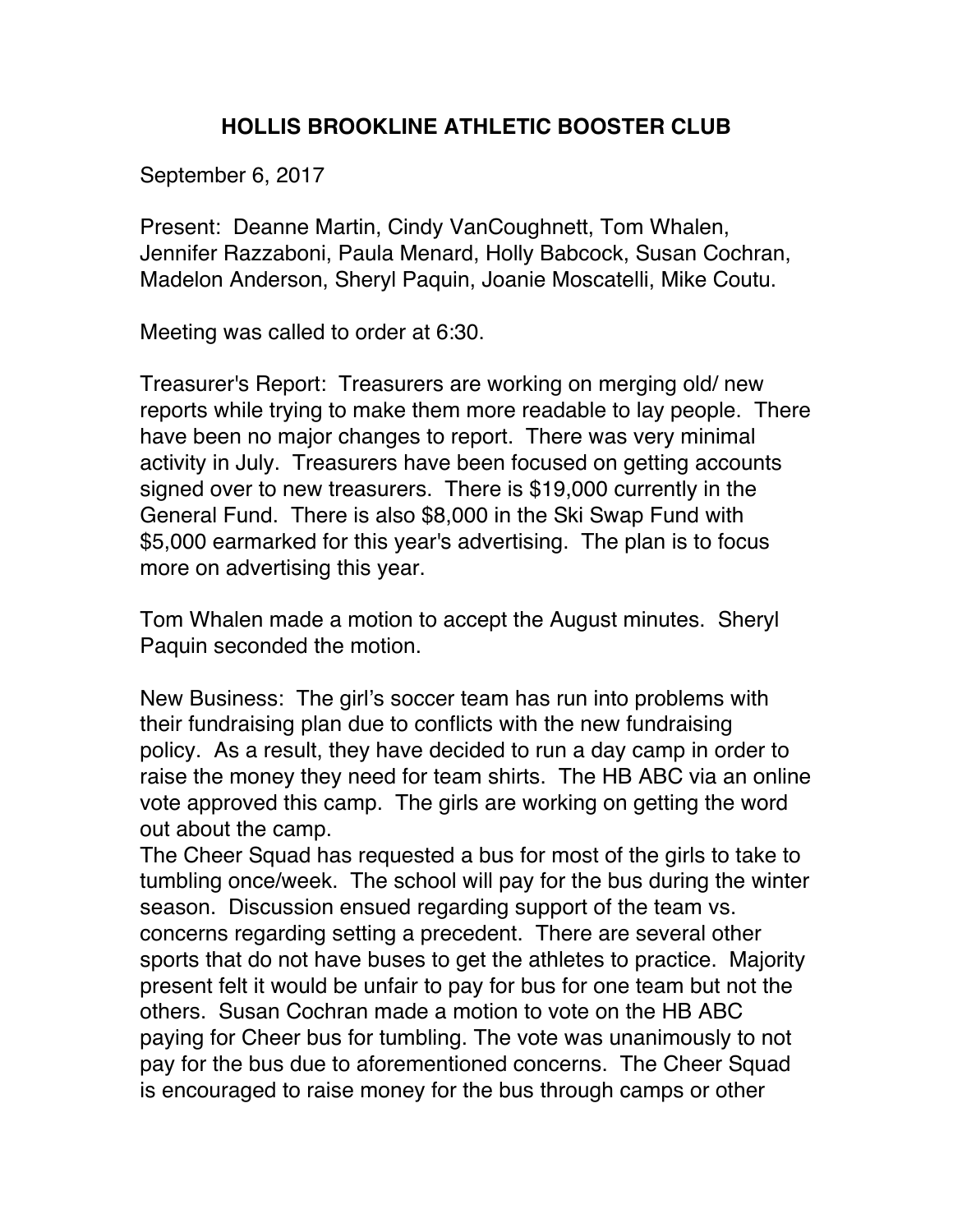# HOLLIS BROOKLINE ATHLETIC BOOSTER CLUB

September 6, 2017

Present: Deanne Martin, Cindy VanCoughnett, Tom Whalen, Jennifer Razzaboni, Paula Menard, Holly Babcock, Susan Cochran, Madelon Anderson, Sheryl Paquin, Joanie Moscatelli, Mike Coutu.

Meeting was called to order at 6:30.

Treasurer's Report: Treasurers are working on merging old/ new reports while trying to make them more readable to lay people. There have been no major changes to report. There was very minimal activity in July. Treasurers have been focused on getting accounts signed over to new treasurers. There is $19,000 currently in the General Fund. There is also $8,000 in the Ski Swap Fund with $5,000 earmarked for this year's advertising. The plan is to focus more on advertising this year.

Tom Whalen made a motion to accept the August minutes. Sheryl Paquin seconded the motion.

New Business: The girl's soccer team has run into problems with their fundraising plan due to conflicts with the new fundraising policy. As a result, they have decided to run a day camp in order to raise the money they need for team shirts. The HB ABC via an online vote approved this camp. The girls are working on getting the word out about the camp.
The Cheer Squad has requested a bus for most of the girls to take to tumbling once/week. The school will pay for the bus during the winter season. Discussion ensued regarding support of the team vs. concerns regarding setting a precedent. There are several other sports that do not have buses to get the athletes to practice. Majority present felt it would be unfair to pay for bus for one team but not the others. Susan Cochran made a motion to vote on the HB ABC paying for Cheer bus for tumbling. The vote was unanimously to not pay for the bus due to aforementioned concerns. The Cheer Squad is encouraged to raise money for the bus through camps or other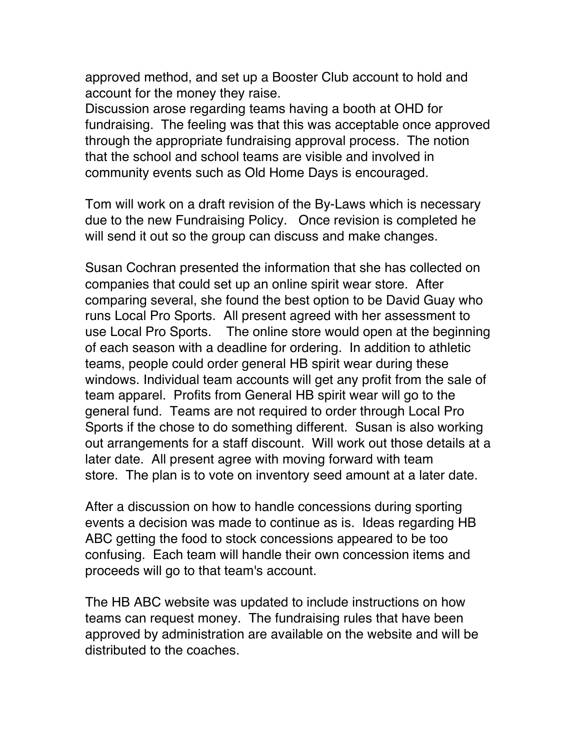approved method, and set up a Booster Club account to hold and account for the money they raise.
Discussion arose regarding teams having a booth at OHD for fundraising. The feeling was that this was acceptable once approved through the appropriate fundraising approval process. The notion that the school and school teams are visible and involved in community events such as Old Home Days is encouraged.

Tom will work on a draft revision of the By-Laws which is necessary due to the new Fundraising Policy. Once revision is completed he will send it out so the group can discuss and make changes.

Susan Cochran presented the information that she has collected on companies that could set up an online spirit wear store. After comparing several, she found the best option to be David Guay who runs Local Pro Sports. All present agreed with her assessment to use Local Pro Sports. The online store would open at the beginning of each season with a deadline for ordering. In addition to athletic teams, people could order general HB spirit wear during these windows. Individual team accounts will get any profit from the sale of team apparel. Profits from General HB spirit wear will go to the general fund. Teams are not required to order through Local Pro Sports if the chose to do something different. Susan is also working out arrangements for a staff discount. Will work out those details at a later date. All present agree with moving forward with team store. The plan is to vote on inventory seed amount at a later date.

After a discussion on how to handle concessions during sporting events a decision was made to continue as is. Ideas regarding HB ABC getting the food to stock concessions appeared to be too confusing. Each team will handle their own concession items and proceeds will go to that team's account.

The HB ABC website was updated to include instructions on how teams can request money. The fundraising rules that have been approved by administration are available on the website and will be distributed to the coaches.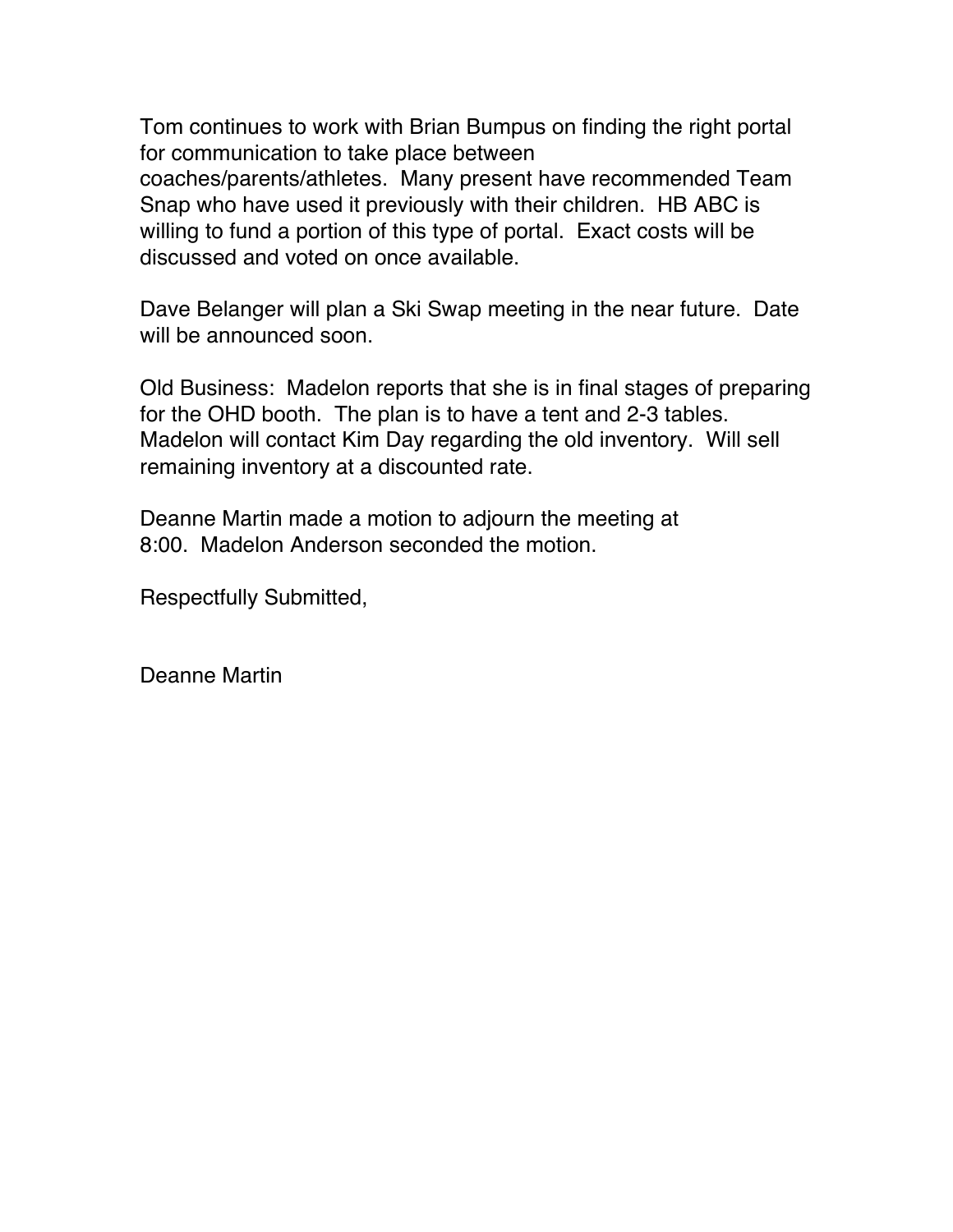Tom continues to work with Brian Bumpus on finding the right portal for communication to take place between coaches/parents/athletes.  Many present have recommended Team Snap who have used it previously with their children.  HB ABC is willing to fund a portion of this type of portal.  Exact costs will be discussed and voted on once available.

Dave Belanger will plan a Ski Swap meeting in the near future.  Date will be announced soon.

Old Business:  Madelon reports that she is in final stages of preparing for the OHD booth.  The plan is to have a tent and 2-3 tables.  Madelon will contact Kim Day regarding the old inventory.  Will sell remaining inventory at a discounted rate.

Deanne Martin made a motion to adjourn the meeting at 8:00.  Madelon Anderson seconded the motion.

Respectfully Submitted,

Deanne Martin